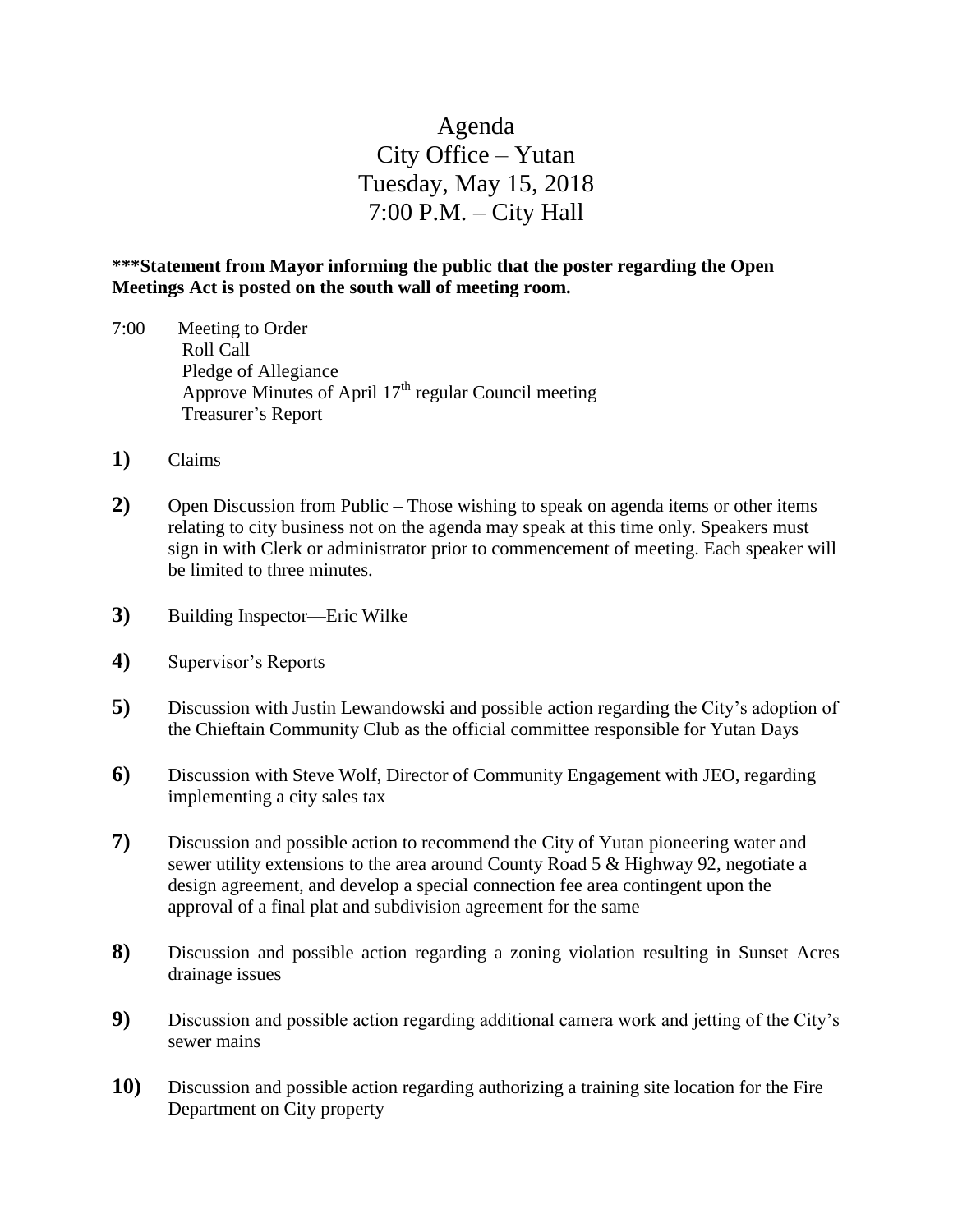# Agenda
## City Office – Yutan
## Tuesday, May 15, 2018
## 7:00 P.M. – City Hall

**\*\*\*Statement from Mayor informing the public that the poster regarding the Open Meetings Act is posted on the south wall of meeting room.**

7:00 Meeting to Order
Roll Call
Pledge of Allegiance
Approve Minutes of April 17th regular Council meeting
Treasurer's Report

**1)** Claims

**2)** Open Discussion from Public – Those wishing to speak on agenda items or other items relating to city business not on the agenda may speak at this time only. Speakers must sign in with Clerk or administrator prior to commencement of meeting. Each speaker will be limited to three minutes.

**3)** Building Inspector—Eric Wilke

**4)** Supervisor's Reports

**5)** Discussion with Justin Lewandowski and possible action regarding the City's adoption of the Chieftain Community Club as the official committee responsible for Yutan Days

**6)** Discussion with Steve Wolf, Director of Community Engagement with JEO, regarding implementing a city sales tax

**7)** Discussion and possible action to recommend the City of Yutan pioneering water and sewer utility extensions to the area around County Road 5 & Highway 92, negotiate a design agreement, and develop a special connection fee area contingent upon the approval of a final plat and subdivision agreement for the same

**8)** Discussion and possible action regarding a zoning violation resulting in Sunset Acres drainage issues

**9)** Discussion and possible action regarding additional camera work and jetting of the City's sewer mains

**10)** Discussion and possible action regarding authorizing a training site location for the Fire Department on City property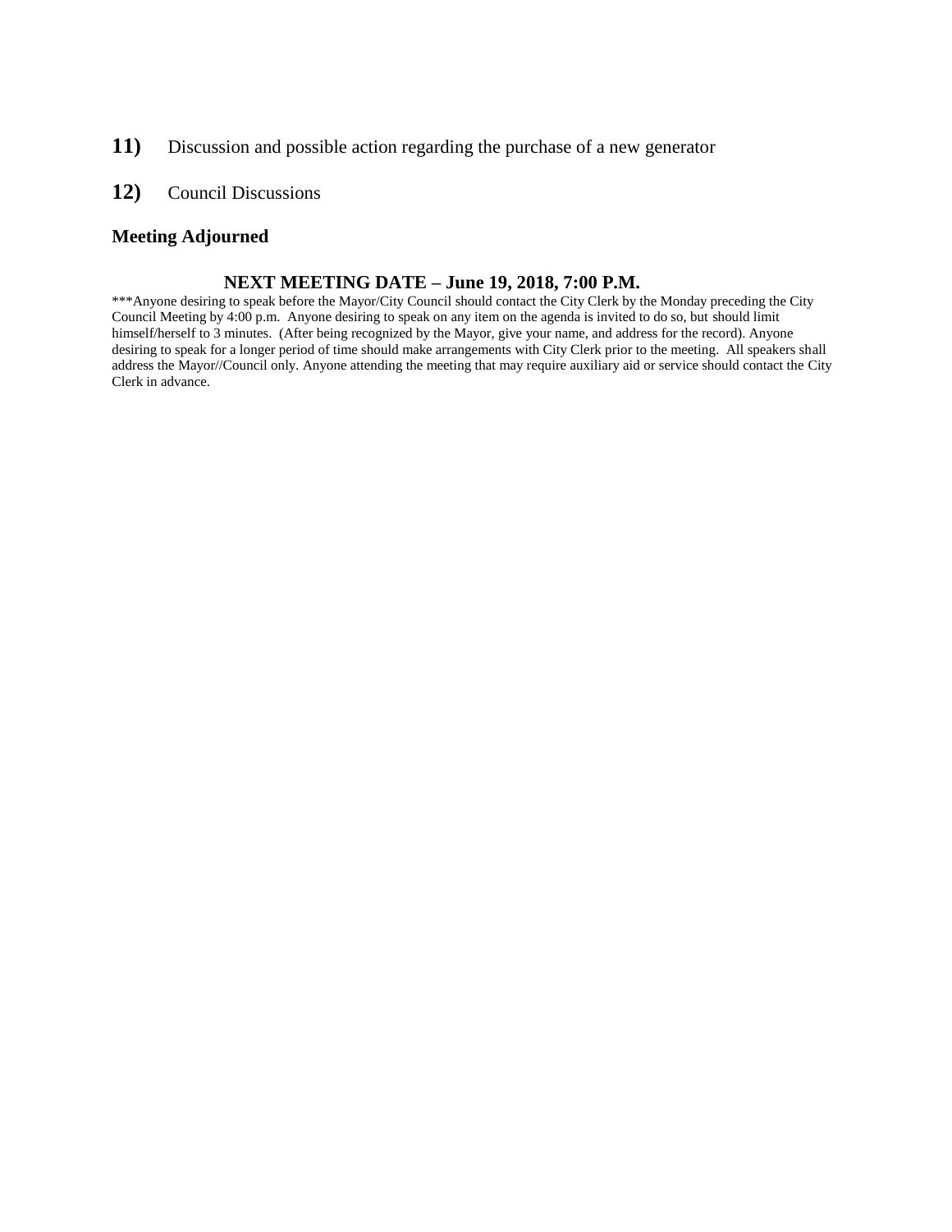**11)** Discussion and possible action regarding the purchase of a new generator

**12)** Council Discussions

**Meeting Adjourned**

**NEXT MEETING DATE – June 19, 2018, 7:00 P.M.**

***Anyone desiring to speak before the Mayor/City Council should contact the City Clerk by the Monday preceding the City Council Meeting by 4:00 p.m. Anyone desiring to speak on any item on the agenda is invited to do so, but should limit himself/herself to 3 minutes. (After being recognized by the Mayor, give your name, and address for the record). Anyone desiring to speak for a longer period of time should make arrangements with City Clerk prior to the meeting. All speakers shall address the Mayor//Council only. Anyone attending the meeting that may require auxiliary aid or service should contact the City Clerk in advance.